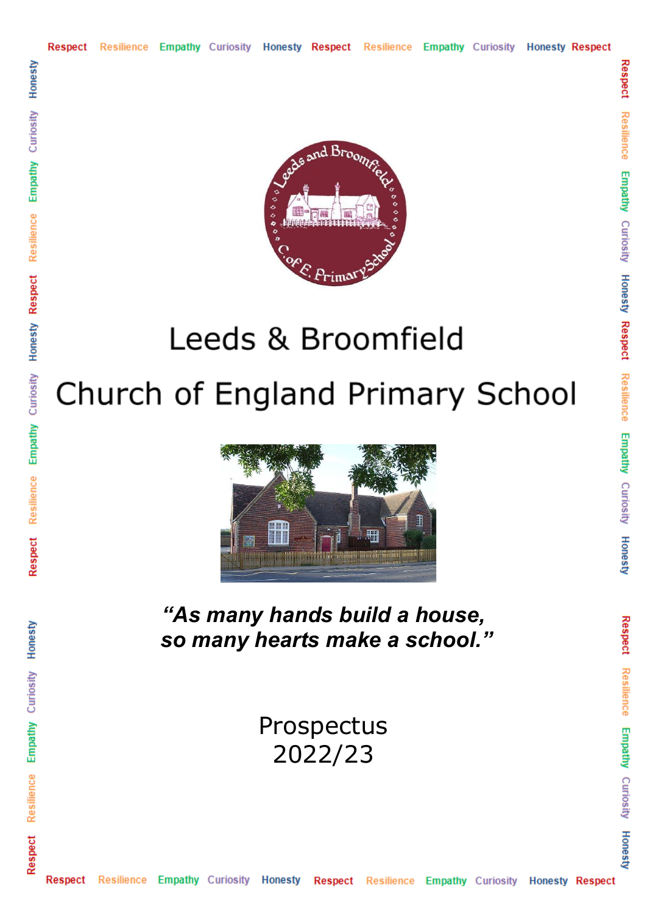Respect Resilience Empathy Curiosity Honesty Respect Resilience Empathy Curiosity Honesty Respect

# Leeds & Broomfield

# Church of England Primary School

***"As many hands build a house,***
***so many hearts make a school."***

## Prospectus
## 2022/23

Respect Resilience Empathy Curiosity Honesty Respect Resilience Empathy Curiosity Honesty Respect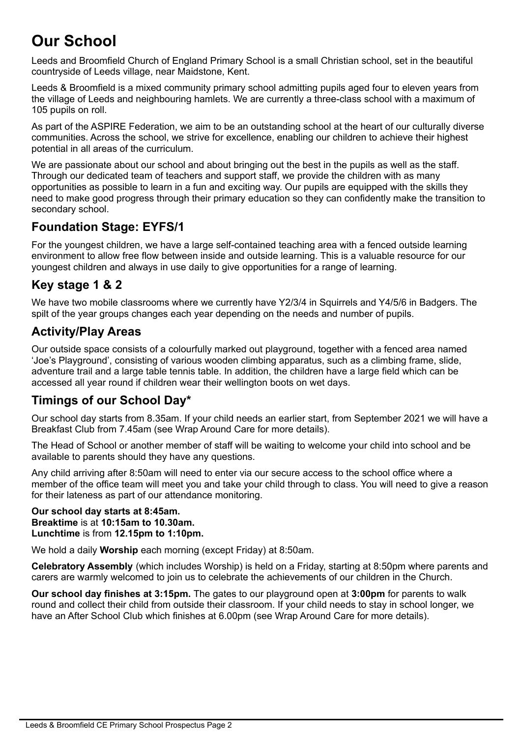# Our School

Leeds and Broomfield Church of England Primary School is a small Christian school, set in the beautiful countryside of Leeds village, near Maidstone, Kent.

Leeds & Broomfield is a mixed community primary school admitting pupils aged four to eleven years from the village of Leeds and neighbouring hamlets. We are currently a three-class school with a maximum of 105 pupils on roll.

As part of the ASPIRE Federation, we aim to be an outstanding school at the heart of our culturally diverse communities. Across the school, we strive for excellence, enabling our children to achieve their highest potential in all areas of the curriculum.

We are passionate about our school and about bringing out the best in the pupils as well as the staff. Through our dedicated team of teachers and support staff, we provide the children with as many opportunities as possible to learn in a fun and exciting way. Our pupils are equipped with the skills they need to make good progress through their primary education so they can confidently make the transition to secondary school.

## Foundation Stage: EYFS/1

For the youngest children, we have a large self-contained teaching area with a fenced outside learning environment to allow free flow between inside and outside learning. This is a valuable resource for our youngest children and always in use daily to give opportunities for a range of learning.

## Key stage 1 & 2

We have two mobile classrooms where we currently have Y2/3/4 in Squirrels and Y4/5/6 in Badgers. The spilt of the year groups changes each year depending on the needs and number of pupils.

## Activity/Play Areas

Our outside space consists of a colourfully marked out playground, together with a fenced area named 'Joe's Playground', consisting of various wooden climbing apparatus, such as a climbing frame, slide, adventure trail and a large table tennis table. In addition, the children have a large field which can be accessed all year round if children wear their wellington boots on wet days.

## Timings of our School Day*

Our school day starts from 8.35am. If your child needs an earlier start, from September 2021 we will have a Breakfast Club from 7.45am (see Wrap Around Care for more details).

The Head of School or another member of staff will be waiting to welcome your child into school and be available to parents should they have any questions.

Any child arriving after 8:50am will need to enter via our secure access to the school office where a member of the office team will meet you and take your child through to class. You will need to give a reason for their lateness as part of our attendance monitoring.

**Our school day starts at 8:45am.**
**Breaktime** is at **10:15am to 10.30am.**
**Lunchtime** is from **12.15pm to 1:10pm.**

We hold a daily **Worship** each morning (except Friday) at 8:50am.

**Celebratory Assembly** (which includes Worship) is held on a Friday, starting at 8:50pm where parents and carers are warmly welcomed to join us to celebrate the achievements of our children in the Church.

**Our school day finishes at 3:15pm.** The gates to our playground open at **3:00pm** for parents to walk round and collect their child from outside their classroom. If your child needs to stay in school longer, we have an After School Club which finishes at 6.00pm (see Wrap Around Care for more details).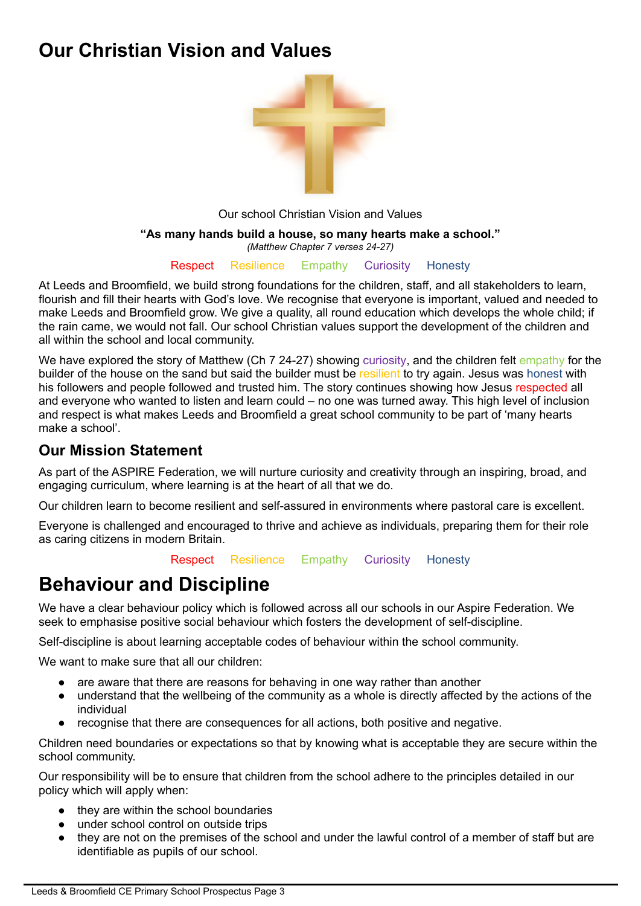# Our Christian Vision and Values

Our school Christian Vision and Values

**"As many hands build a house, so many hearts make a school."**
*(Matthew Chapter 7 verses 24-27)*

Respect Resilience Empathy Curiosity Honesty

At Leeds and Broomfield, we build strong foundations for the children, staff, and all stakeholders to learn, flourish and fill their hearts with God's love. We recognise that everyone is important, valued and needed to make Leeds and Broomfield grow. We give a quality, all round education which develops the whole child; if the rain came, we would not fall. Our school Christian values support the development of the children and all within the school and local community.

We have explored the story of Matthew (Ch 7 24-27) showing curiosity, and the children felt empathy for the builder of the house on the sand but said the builder must be resilient to try again. Jesus was honest with his followers and people followed and trusted him. The story continues showing how Jesus respected all and everyone who wanted to listen and learn could – no one was turned away. This high level of inclusion and respect is what makes Leeds and Broomfield a great school community to be part of 'many hearts make a school'.

## Our Mission Statement

As part of the ASPIRE Federation, we will nurture curiosity and creativity through an inspiring, broad, and engaging curriculum, where learning is at the heart of all that we do.

Our children learn to become resilient and self-assured in environments where pastoral care is excellent.

Everyone is challenged and encouraged to thrive and achieve as individuals, preparing them for their role as caring citizens in modern Britain.

Respect Resilience Empathy Curiosity Honesty

# Behaviour and Discipline

We have a clear behaviour policy which is followed across all our schools in our Aspire Federation. We seek to emphasise positive social behaviour which fosters the development of self-discipline.

Self-discipline is about learning acceptable codes of behaviour within the school community.

We want to make sure that all our children:

- are aware that there are reasons for behaving in one way rather than another
- understand that the wellbeing of the community as a whole is directly affected by the actions of the individual
- recognise that there are consequences for all actions, both positive and negative.

Children need boundaries or expectations so that by knowing what is acceptable they are secure within the school community.

Our responsibility will be to ensure that children from the school adhere to the principles detailed in our policy which will apply when:

- they are within the school boundaries
- under school control on outside trips
- they are not on the premises of the school and under the lawful control of a member of staff but are identifiable as pupils of our school.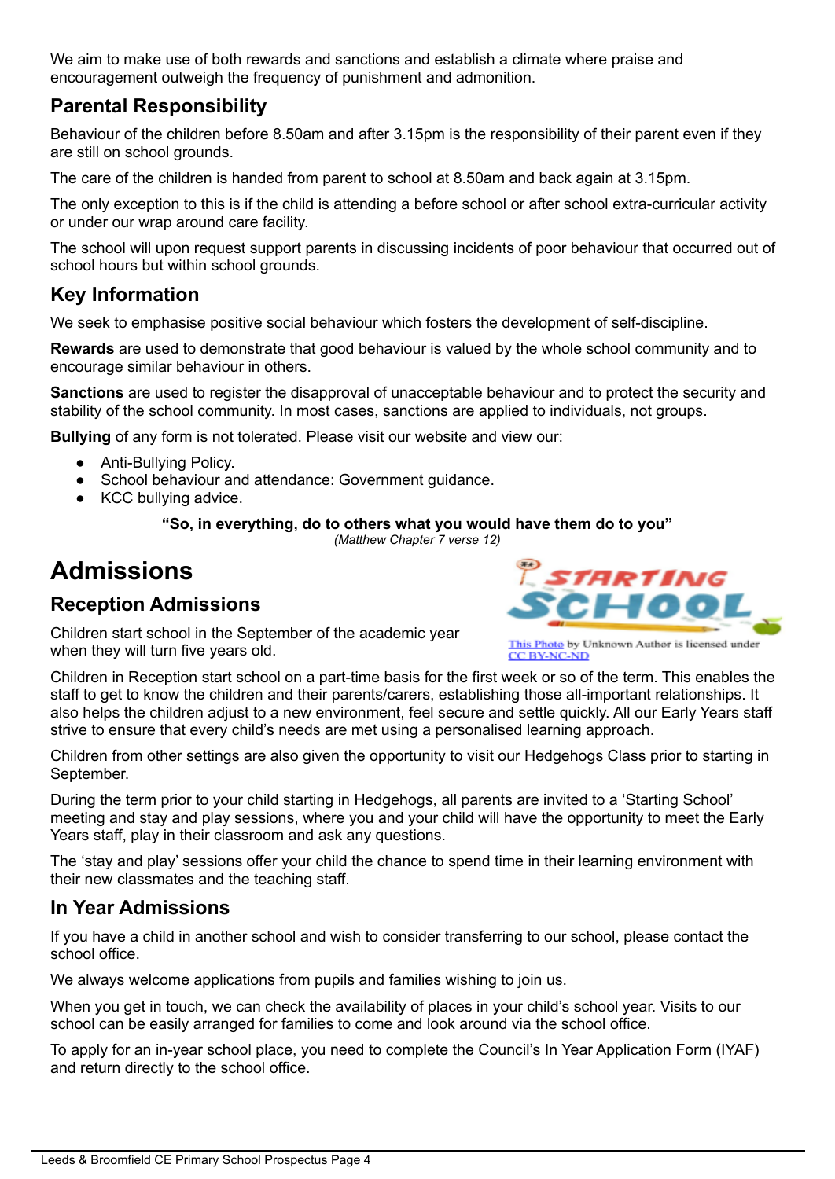We aim to make use of both rewards and sanctions and establish a climate where praise and encouragement outweigh the frequency of punishment and admonition.

## Parental Responsibility

Behaviour of the children before 8.50am and after 3.15pm is the responsibility of their parent even if they are still on school grounds.

The care of the children is handed from parent to school at 8.50am and back again at 3.15pm.

The only exception to this is if the child is attending a before school or after school extra-curricular activity or under our wrap around care facility.

The school will upon request support parents in discussing incidents of poor behaviour that occurred out of school hours but within school grounds.

## Key Information

We seek to emphasise positive social behaviour which fosters the development of self-discipline.

**Rewards** are used to demonstrate that good behaviour is valued by the whole school community and to encourage similar behaviour in others.

**Sanctions** are used to register the disapproval of unacceptable behaviour and to protect the security and stability of the school community. In most cases, sanctions are applied to individuals, not groups.

**Bullying** of any form is not tolerated. Please visit our website and view our:

- Anti-Bullying Policy.
- School behaviour and attendance: Government guidance.
- KCC bullying advice.

**"So, in everything, do to others what you would have them do to you"**
*(Matthew Chapter 7 verse 12)*

# Admissions

## Reception Admissions

This Photo by Unknown Author is licensed under CC BY-NC-ND

Children start school in the September of the academic year when they will turn five years old.

Children in Reception start school on a part-time basis for the first week or so of the term. This enables the staff to get to know the children and their parents/carers, establishing those all-important relationships. It also helps the children adjust to a new environment, feel secure and settle quickly. All our Early Years staff strive to ensure that every child's needs are met using a personalised learning approach.

Children from other settings are also given the opportunity to visit our Hedgehogs Class prior to starting in September.

During the term prior to your child starting in Hedgehogs, all parents are invited to a 'Starting School' meeting and stay and play sessions, where you and your child will have the opportunity to meet the Early Years staff, play in their classroom and ask any questions.

The 'stay and play' sessions offer your child the chance to spend time in their learning environment with their new classmates and the teaching staff.

## In Year Admissions

If you have a child in another school and wish to consider transferring to our school, please contact the school office.

We always welcome applications from pupils and families wishing to join us.

When you get in touch, we can check the availability of places in your child's school year. Visits to our school can be easily arranged for families to come and look around via the school office.

To apply for an in-year school place, you need to complete the Council's In Year Application Form (IYAF) and return directly to the school office.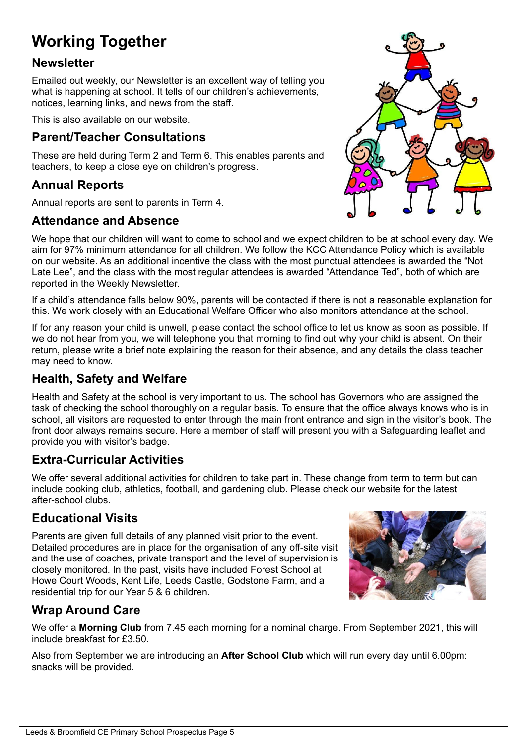# Working Together

## Newsletter

Emailed out weekly, our Newsletter is an excellent way of telling you what is happening at school. It tells of our children's achievements, notices, learning links, and news from the staff.

This is also available on our website.

## Parent/Teacher Consultations

These are held during Term 2 and Term 6. This enables parents and teachers, to keep a close eye on children's progress.

## Annual Reports

Annual reports are sent to parents in Term 4.

## Attendance and Absence

We hope that our children will want to come to school and we expect children to be at school every day. We aim for 97% minimum attendance for all children. We follow the KCC Attendance Policy which is available on our website. As an additional incentive the class with the most punctual attendees is awarded the "Not Late Lee", and the class with the most regular attendees is awarded "Attendance Ted", both of which are reported in the Weekly Newsletter.

If a child's attendance falls below 90%, parents will be contacted if there is not a reasonable explanation for this. We work closely with an Educational Welfare Officer who also monitors attendance at the school.

If for any reason your child is unwell, please contact the school office to let us know as soon as possible. If we do not hear from you, we will telephone you that morning to find out why your child is absent. On their return, please write a brief note explaining the reason for their absence, and any details the class teacher may need to know.

## Health, Safety and Welfare

Health and Safety at the school is very important to us. The school has Governors who are assigned the task of checking the school thoroughly on a regular basis. To ensure that the office always knows who is in school, all visitors are requested to enter through the main front entrance and sign in the visitor's book. The front door always remains secure. Here a member of staff will present you with a Safeguarding leaflet and provide you with visitor's badge.

## Extra-Curricular Activities

We offer several additional activities for children to take part in. These change from term to term but can include cooking club, athletics, football, and gardening club. Please check our website for the latest after-school clubs.

## Educational Visits

Parents are given full details of any planned visit prior to the event. Detailed procedures are in place for the organisation of any off-site visit and the use of coaches, private transport and the level of supervision is closely monitored. In the past, visits have included Forest School at Howe Court Woods, Kent Life, Leeds Castle, Godstone Farm, and a residential trip for our Year 5 & 6 children.

## Wrap Around Care

We offer a **Morning Club** from 7.45 each morning for a nominal charge. From September 2021, this will include breakfast for £3.50.

Also from September we are introducing an **After School Club** which will run every day until 6.00pm: snacks will be provided.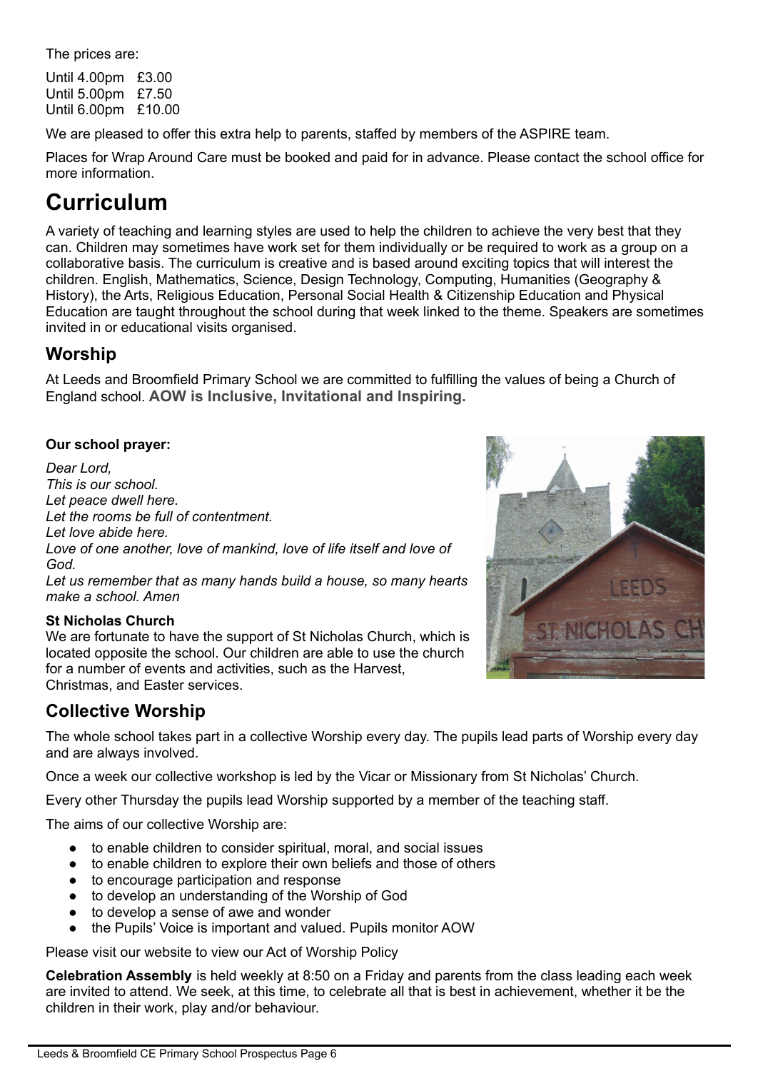The prices are:

Until 4.00pm £3.00
Until 5.00pm £7.50
Until 6.00pm £10.00

We are pleased to offer this extra help to parents, staffed by members of the ASPIRE team.

Places for Wrap Around Care must be booked and paid for in advance. Please contact the school office for more information.

# Curriculum

A variety of teaching and learning styles are used to help the children to achieve the very best that they can. Children may sometimes have work set for them individually or be required to work as a group on a collaborative basis. The curriculum is creative and is based around exciting topics that will interest the children. English, Mathematics, Science, Design Technology, Computing, Humanities (Geography & History), the Arts, Religious Education, Personal Social Health & Citizenship Education and Physical Education are taught throughout the school during that week linked to the theme. Speakers are sometimes invited in or educational visits organised.

## Worship

At Leeds and Broomfield Primary School we are committed to fulfilling the values of being a Church of England school. **AOW is Inclusive, Invitational and Inspiring.**

**Our school prayer:**

*Dear Lord,*
*This is our school.*
*Let peace dwell here.*
*Let the rooms be full of contentment.*
*Let love abide here.*
*Love of one another, love of mankind, love of life itself and love of God.*
*Let us remember that as many hands build a house, so many hearts make a school. Amen*

**St Nicholas Church**
We are fortunate to have the support of St Nicholas Church, which is located opposite the school. Our children are able to use the church for a number of events and activities, such as the Harvest, Christmas, and Easter services.

## Collective Worship

The whole school takes part in a collective Worship every day. The pupils lead parts of Worship every day and are always involved.

Once a week our collective workshop is led by the Vicar or Missionary from St Nicholas' Church.

Every other Thursday the pupils lead Worship supported by a member of the teaching staff.

The aims of our collective Worship are:

- to enable children to consider spiritual, moral, and social issues
- to enable children to explore their own beliefs and those of others
- to encourage participation and response
- to develop an understanding of the Worship of God
- to develop a sense of awe and wonder
- the Pupils' Voice is important and valued. Pupils monitor AOW

Please visit our website to view our Act of Worship Policy

**Celebration Assembly** is held weekly at 8:50 on a Friday and parents from the class leading each week are invited to attend. We seek, at this time, to celebrate all that is best in achievement, whether it be the children in their work, play and/or behaviour.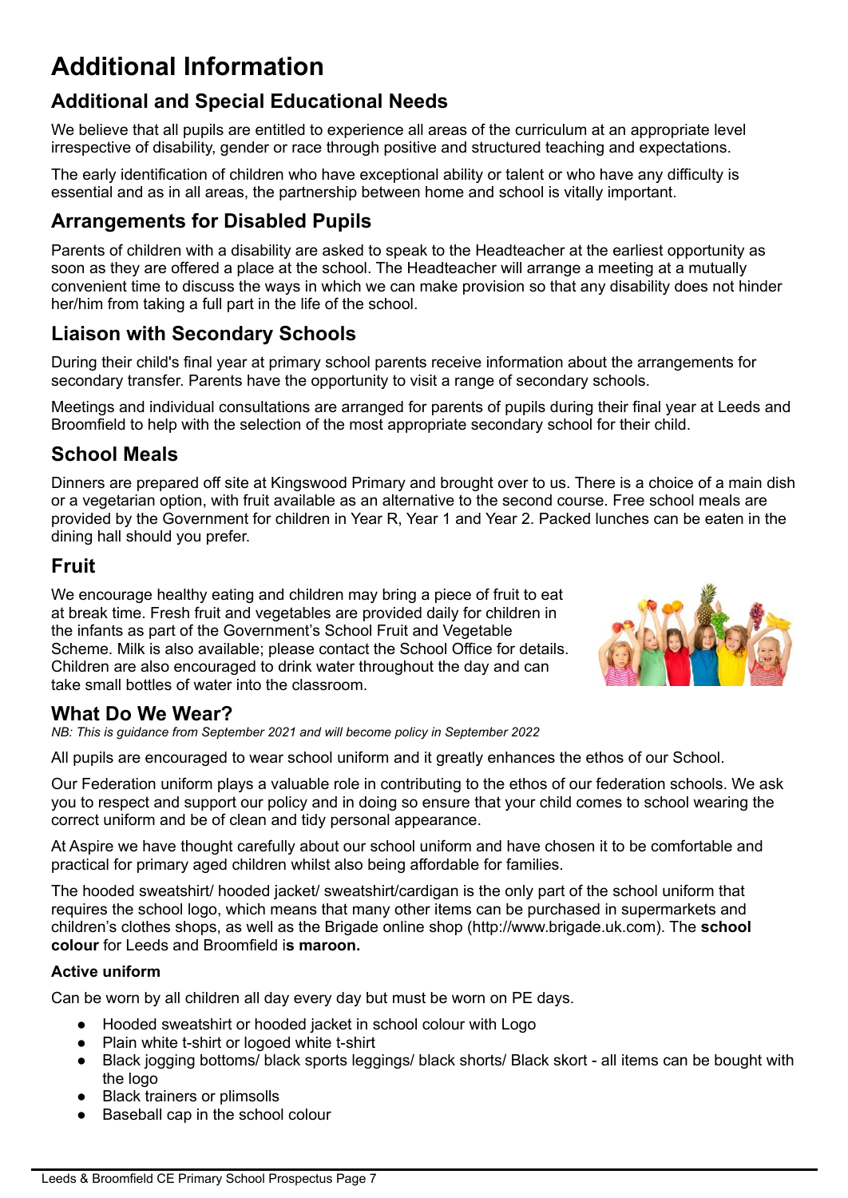# Additional Information

## Additional and Special Educational Needs

We believe that all pupils are entitled to experience all areas of the curriculum at an appropriate level irrespective of disability, gender or race through positive and structured teaching and expectations.

The early identification of children who have exceptional ability or talent or who have any difficulty is essential and as in all areas, the partnership between home and school is vitally important.

## Arrangements for Disabled Pupils

Parents of children with a disability are asked to speak to the Headteacher at the earliest opportunity as soon as they are offered a place at the school. The Headteacher will arrange a meeting at a mutually convenient time to discuss the ways in which we can make provision so that any disability does not hinder her/him from taking a full part in the life of the school.

## Liaison with Secondary Schools

During their child's final year at primary school parents receive information about the arrangements for secondary transfer. Parents have the opportunity to visit a range of secondary schools.

Meetings and individual consultations are arranged for parents of pupils during their final year at Leeds and Broomfield to help with the selection of the most appropriate secondary school for their child.

## School Meals

Dinners are prepared off site at Kingswood Primary and brought over to us. There is a choice of a main dish or a vegetarian option, with fruit available as an alternative to the second course. Free school meals are provided by the Government for children in Year R, Year 1 and Year 2. Packed lunches can be eaten in the dining hall should you prefer.

## Fruit

We encourage healthy eating and children may bring a piece of fruit to eat at break time. Fresh fruit and vegetables are provided daily for children in the infants as part of the Government's School Fruit and Vegetable Scheme. Milk is also available; please contact the School Office for details. Children are also encouraged to drink water throughout the day and can take small bottles of water into the classroom.

## What Do We Wear?

*NB: This is guidance from September 2021 and will become policy in September 2022*

All pupils are encouraged to wear school uniform and it greatly enhances the ethos of our School.

Our Federation uniform plays a valuable role in contributing to the ethos of our federation schools. We ask you to respect and support our policy and in doing so ensure that your child comes to school wearing the correct uniform and be of clean and tidy personal appearance.

At Aspire we have thought carefully about our school uniform and have chosen it to be comfortable and practical for primary aged children whilst also being affordable for families.

The hooded sweatshirt/ hooded jacket/ sweatshirt/cardigan is the only part of the school uniform that requires the school logo, which means that many other items can be purchased in supermarkets and children's clothes shops, as well as the Brigade online shop (http://www.brigade.uk.com). The **school colour** for Leeds and Broomfield i**s maroon.**

### Active uniform

Can be worn by all children all day every day but must be worn on PE days.

- Hooded sweatshirt or hooded jacket in school colour with Logo
- Plain white t-shirt or logoed white t-shirt
- Black jogging bottoms/ black sports leggings/ black shorts/ Black skort - all items can be bought with the logo
- Black trainers or plimsolls
- Baseball cap in the school colour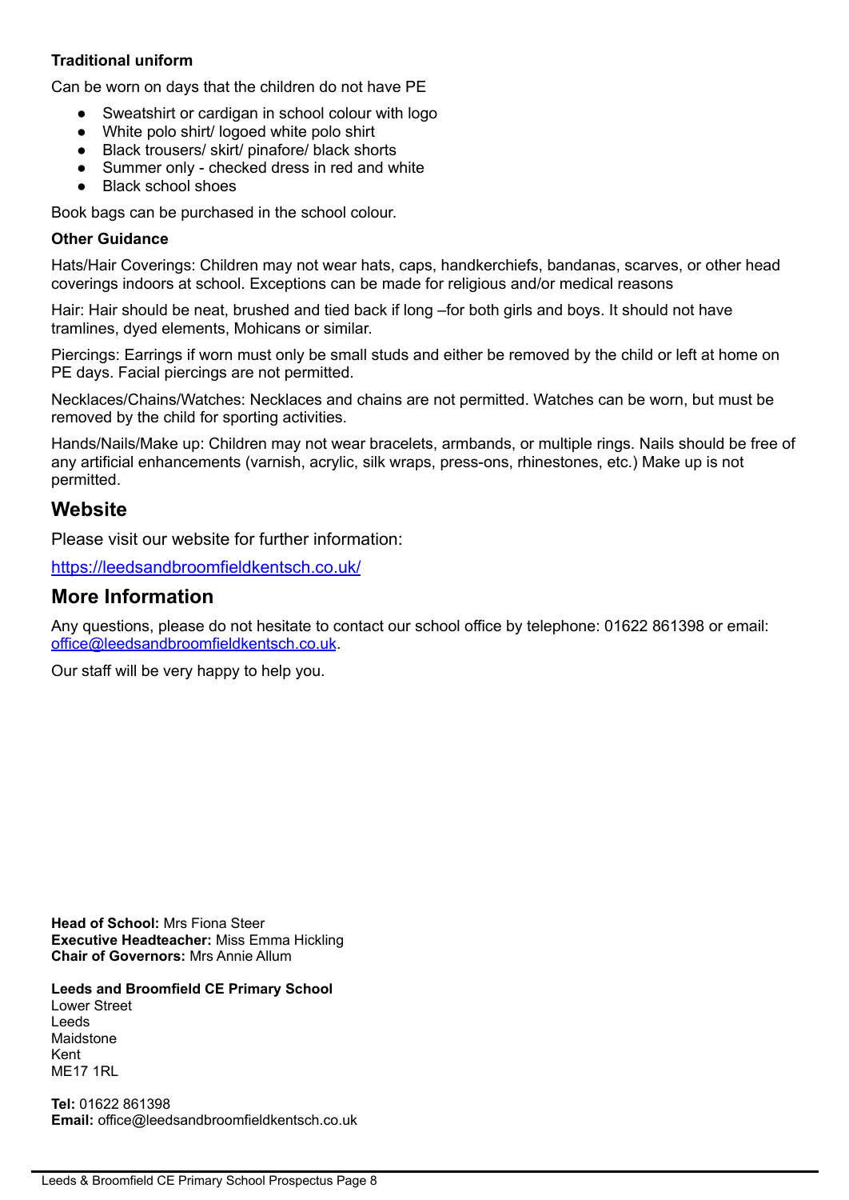**Traditional uniform**

Can be worn on days that the children do not have PE

- Sweatshirt or cardigan in school colour with logo
- White polo shirt/ logoed white polo shirt
- Black trousers/ skirt/ pinafore/ black shorts
- Summer only - checked dress in red and white
- Black school shoes

Book bags can be purchased in the school colour.

**Other Guidance**

Hats/Hair Coverings: Children may not wear hats, caps, handkerchiefs, bandanas, scarves, or other head coverings indoors at school. Exceptions can be made for religious and/or medical reasons

Hair: Hair should be neat, brushed and tied back if long –for both girls and boys. It should not have tramlines, dyed elements, Mohicans or similar.

Piercings: Earrings if worn must only be small studs and either be removed by the child or left at home on PE days. Facial piercings are not permitted.

Necklaces/Chains/Watches: Necklaces and chains are not permitted. Watches can be worn, but must be removed by the child for sporting activities.

Hands/Nails/Make up: Children may not wear bracelets, armbands, or multiple rings. Nails should be free of any artificial enhancements (varnish, acrylic, silk wraps, press-ons, rhinestones, etc.) Make up is not permitted.

## Website

Please visit our website for further information:

https://leedsandbroomfieldkentsch.co.uk/

## More Information

Any questions, please do not hesitate to contact our school office by telephone: 01622 861398 or email: office@leedsandbroomfieldkentsch.co.uk.

Our staff will be very happy to help you.

**Head of School:** Mrs Fiona Steer
**Executive Headteacher:** Miss Emma Hickling
**Chair of Governors:** Mrs Annie Allum

**Leeds and Broomfield CE Primary School**
Lower Street
Leeds
Maidstone
Kent
ME17 1RL

**Tel:** 01622 861398
**Email:** office@leedsandbroomfieldkentsch.co.uk